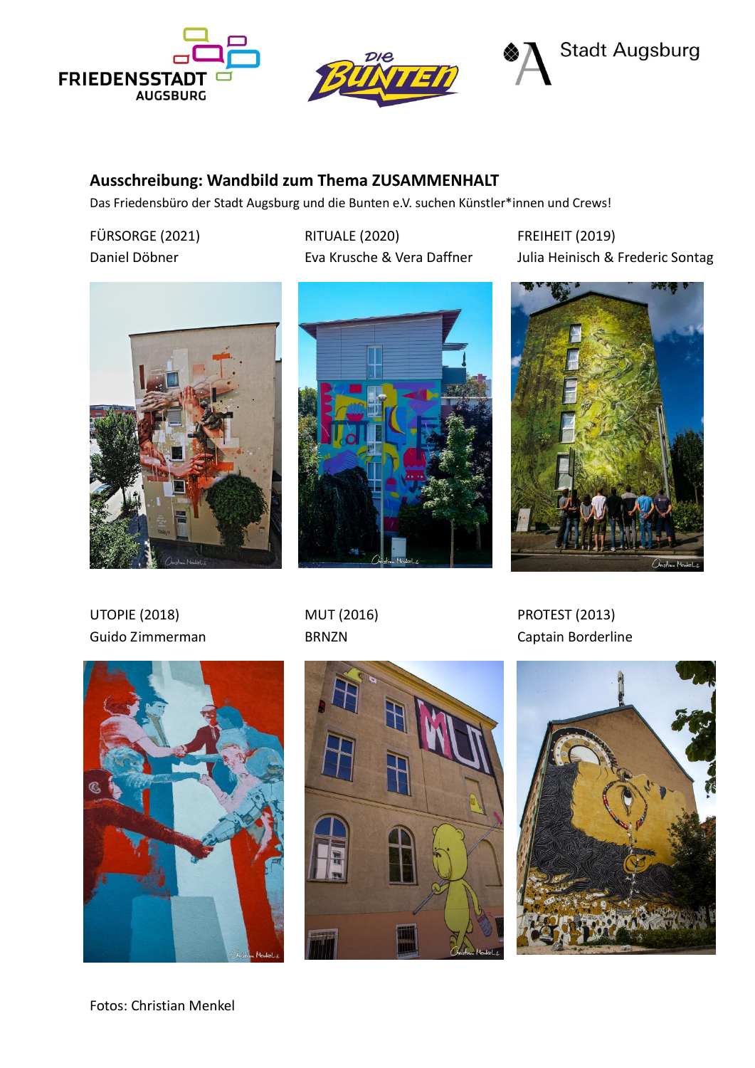FRIEDENSSTADT AUGSBURG

Die BUNTEN

Stadt Augsburg

## Ausschreibung: Wandbild zum Thema ZUSAMMENHALT

Das Friedensbüro der Stadt Augsburg und die Bunten e.V. suchen Künstler*innen und Crews!

FÜRSORGE (2021)
Daniel Döbner

RITUALE (2020)
Eva Krusche & Vera Daffner

FREIHEIT (2019)
Julia Heinisch & Frederic Sontag

UTOPIE (2018)
Guido Zimmerman

MUT (2016)
BRNZN

PROTEST (2013)
Captain Borderline

Fotos: Christian Menkel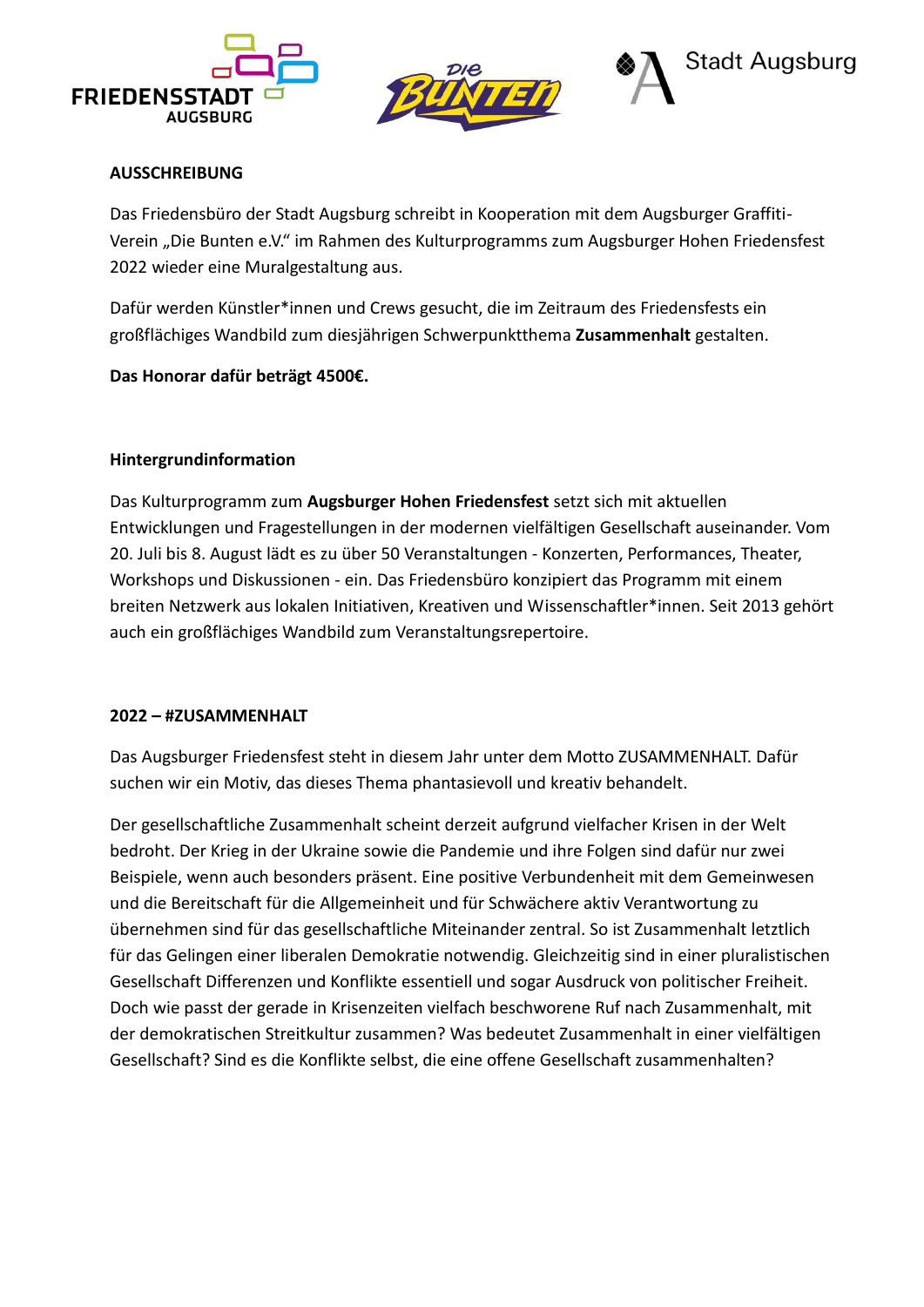**AUSSCHREIBUNG**

Das Friedensbüro der Stadt Augsburg schreibt in Kooperation mit dem Augsburger Graffiti-Verein „Die Bunten e.V." im Rahmen des Kulturprogramms zum Augsburger Hohen Friedensfest 2022 wieder eine Muralgestaltung aus.

Dafür werden Künstler*innen und Crews gesucht, die im Zeitraum des Friedensfests ein großflächiges Wandbild zum diesjährigen Schwerpunktthema **Zusammenhalt** gestalten.

**Das Honorar dafür beträgt 4500€.**

**Hintergrundinformation**

Das Kulturprogramm zum **Augsburger Hohen Friedensfest** setzt sich mit aktuellen Entwicklungen und Fragestellungen in der modernen vielfältigen Gesellschaft auseinander. Vom 20. Juli bis 8. August lädt es zu über 50 Veranstaltungen - Konzerten, Performances, Theater, Workshops und Diskussionen - ein. Das Friedensbüro konzipiert das Programm mit einem breiten Netzwerk aus lokalen Initiativen, Kreativen und Wissenschaftler*innen. Seit 2013 gehört auch ein großflächiges Wandbild zum Veranstaltungsrepertoire.

**2022 – #ZUSAMMENHALT**

Das Augsburger Friedensfest steht in diesem Jahr unter dem Motto ZUSAMMENHALT. Dafür suchen wir ein Motiv, das dieses Thema phantasievoll und kreativ behandelt.

Der gesellschaftliche Zusammenhalt scheint derzeit aufgrund vielfacher Krisen in der Welt bedroht. Der Krieg in der Ukraine sowie die Pandemie und ihre Folgen sind dafür nur zwei Beispiele, wenn auch besonders präsent. Eine positive Verbundenheit mit dem Gemeinwesen und die Bereitschaft für die Allgemeinheit und für Schwächere aktiv Verantwortung zu übernehmen sind für das gesellschaftliche Miteinander zentral. So ist Zusammenhalt letztlich für das Gelingen einer liberalen Demokratie notwendig. Gleichzeitig sind in einer pluralistischen Gesellschaft Differenzen und Konflikte essentiell und sogar Ausdruck von politischer Freiheit. Doch wie passt der gerade in Krisenzeiten vielfach beschworene Ruf nach Zusammenhalt, mit der demokratischen Streitkultur zusammen? Was bedeutet Zusammenhalt in einer vielfältigen Gesellschaft? Sind es die Konflikte selbst, die eine offene Gesellschaft zusammenhalten?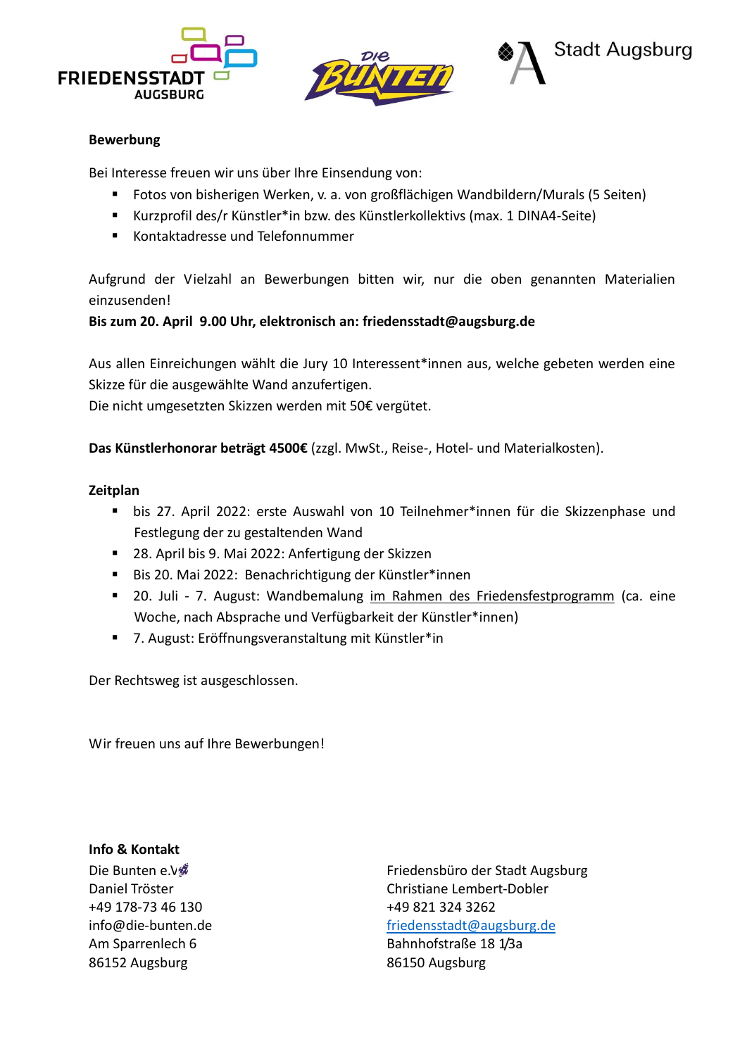**Bewerbung**

Bei Interesse freuen wir uns über Ihre Einsendung von:

- Fotos von bisherigen Werken, v. a. von großflächigen Wandbildern/Murals (5 Seiten)
- Kurzprofil des/r Künstler*in bzw. des Künstlerkollektivs (max. 1 DINA4-Seite)
- Kontaktadresse und Telefonnummer

Aufgrund der Vielzahl an Bewerbungen bitten wir, nur die oben genannten Materialien einzusenden!

**Bis zum 20. April 9.00 Uhr, elektronisch an: friedensstadt@augsburg.de**

Aus allen Einreichungen wählt die Jury 10 Interessent*innen aus, welche gebeten werden eine Skizze für die ausgewählte Wand anzufertigen.
Die nicht umgesetzten Skizzen werden mit 50€ vergütet.

**Das Künstlerhonorar beträgt 4500€** (zzgl. MwSt., Reise-, Hotel- und Materialkosten).

**Zeitplan**

- bis 27. April 2022: erste Auswahl von 10 Teilnehmer*innen für die Skizzenphase und Festlegung der zu gestaltenden Wand
- 28. April bis 9. Mai 2022: Anfertigung der Skizzen
- Bis 20. Mai 2022: Benachrichtigung der Künstler*innen
- 20. Juli - 7. August: Wandbemalung im Rahmen des Friedensfestprogramm (ca. eine Woche, nach Absprache und Verfügbarkeit der Künstler*innen)
- 7. August: Eröffnungsveranstaltung mit Künstler*in

Der Rechtsweg ist ausgeschlossen.

Wir freuen uns auf Ihre Bewerbungen!

**Info & Kontakt**

Die Bunten e.V.
Daniel Tröster
+49 178-73 46 130
info@die-bunten.de
Am Sparrenlech 6
86152 Augsburg

Friedensbüro der Stadt Augsburg
Christiane Lembert-Dobler
+49 821 324 3262
friedensstadt@augsburg.de
Bahnhofstraße 18 1/3a
86150 Augsburg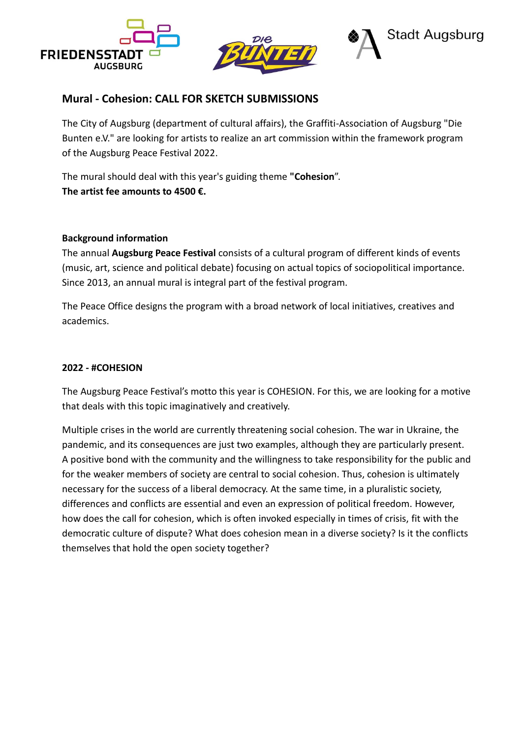## Mural - Cohesion: CALL FOR SKETCH SUBMISSIONS

The City of Augsburg (department of cultural affairs), the Graffiti-Association of Augsburg "Die Bunten e.V." are looking for artists to realize an art commission within the framework program of the Augsburg Peace Festival 2022.

The mural should deal with this year's guiding theme **"Cohesion**".
**The artist fee amounts to 4500 €.**

### Background information

The annual **Augsburg Peace Festival** consists of a cultural program of different kinds of events (music, art, science and political debate) focusing on actual topics of sociopolitical importance. Since 2013, an annual mural is integral part of the festival program.

The Peace Office designs the program with a broad network of local initiatives, creatives and academics.

### 2022 - #COHESION

The Augsburg Peace Festival's motto this year is COHESION. For this, we are looking for a motive that deals with this topic imaginatively and creatively.

Multiple crises in the world are currently threatening social cohesion. The war in Ukraine, the pandemic, and its consequences are just two examples, although they are particularly present. A positive bond with the community and the willingness to take responsibility for the public and for the weaker members of society are central to social cohesion. Thus, cohesion is ultimately necessary for the success of a liberal democracy. At the same time, in a pluralistic society, differences and conflicts are essential and even an expression of political freedom. However, how does the call for cohesion, which is often invoked especially in times of crisis, fit with the democratic culture of dispute? What does cohesion mean in a diverse society? Is it the conflicts themselves that hold the open society together?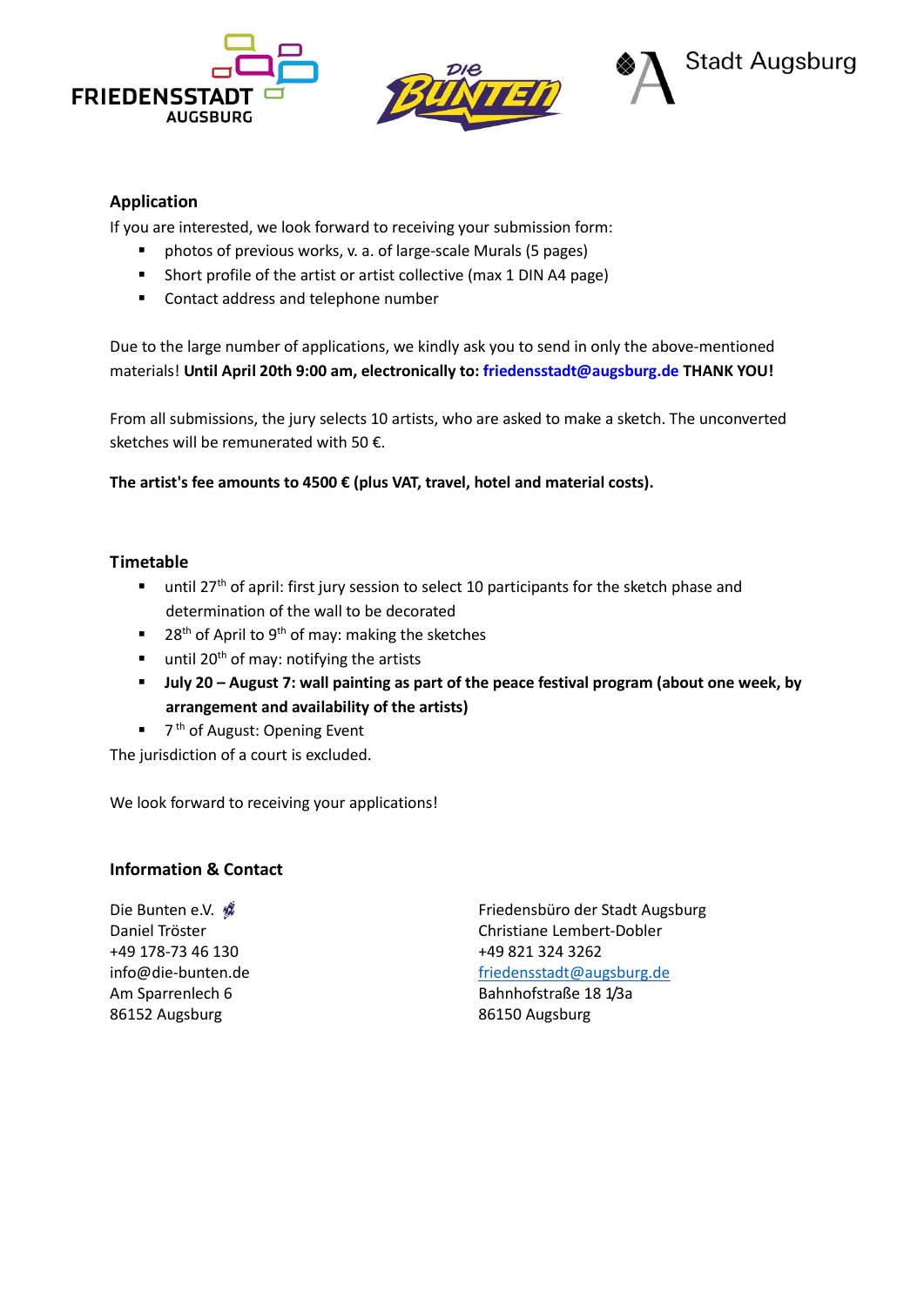## Application

If you are interested, we look forward to receiving your submission form:

- photos of previous works, v. a. of large-scale Murals (5 pages)
- Short profile of the artist or artist collective (max 1 DIN A4 page)
- Contact address and telephone number

Due to the large number of applications, we kindly ask you to send in only the above-mentioned materials! **Until April 20th 9:00 am, electronically to: friedensstadt@augsburg.de THANK YOU!**

From all submissions, the jury selects 10 artists, who are asked to make a sketch. The unconverted sketches will be remunerated with 50 €.

**The artist's fee amounts to 4500 € (plus VAT, travel, hotel and material costs).**

## Timetable

- until 27th of april: first jury session to select 10 participants for the sketch phase and determination of the wall to be decorated
- 28th of April to 9th of may: making the sketches
- until 20th of may: notifying the artists
- **July 20 – August 7: wall painting as part of the peace festival program (about one week, by arrangement and availability of the artists)**
- 7 th of August: Opening Event

The jurisdiction of a court is excluded.

We look forward to receiving your applications!

## Information & Contact

Die Bunten e.V.
Daniel Tröster
+49 178-73 46 130
info@die-bunten.de
Am Sparrenlech 6
86152 Augsburg

Friedensbüro der Stadt Augsburg
Christiane Lembert-Dobler
+49 821 324 3262
friedensstadt@augsburg.de
Bahnhofstraße 18 1/3a
86150 Augsburg